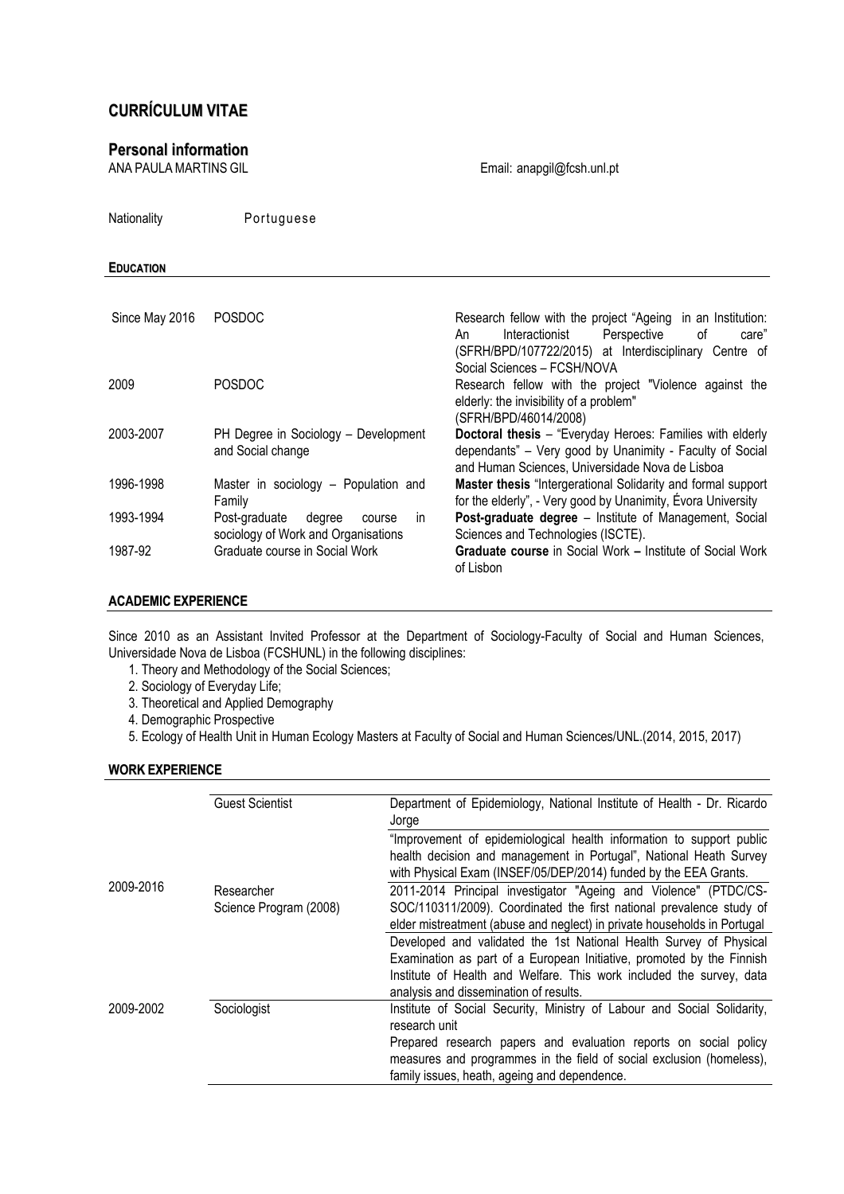# CURRÍCULUM VITAE

## Personal information

ANA PAULA MARTINS GIL

Email: anapgil@fcsh.unl.pt

Nationality Portuguese

## EDUCATION

| | | |
|---|---|---|
| Since May 2016 | POSDOC | Research fellow with the project "Ageing in an Institution: An Interactionist Perspective of care" (SFRH/BPD/107722/2015) at Interdisciplinary Centre of Social Sciences – FCSH/NOVA |
| 2009 | POSDOC | Research fellow with the project "Violence against the elderly: the invisibility of a problem" (SFRH/BPD/46014/2008) |
| 2003-2007 | PH Degree in Sociology – Development and Social change | **Doctoral thesis** – "Everyday Heroes: Families with elderly dependants" – Very good by Unanimity - Faculty of Social and Human Sciences, Universidade Nova de Lisboa |
| 1996-1998 | Master in sociology – Population and Family | **Master thesis** "Intergerational Solidarity and formal support for the elderly", - Very good by Unanimity, Évora University |
| 1993-1994 | Post-graduate degree course in sociology of Work and Organisations | **Post-graduate degree** – Institute of Management, Social Sciences and Technologies (ISCTE). |
| 1987-92 | Graduate course in Social Work | **Graduate course** in Social Work **–** Institute of Social Work of Lisbon |

## ACADEMIC EXPERIENCE

Since 2010 as an Assistant Invited Professor at the Department of Sociology-Faculty of Social and Human Sciences, Universidade Nova de Lisboa (FCSHUNL) in the following disciplines:

1. Theory and Methodology of the Social Sciences;
2. Sociology of Everyday Life;
3. Theoretical and Applied Demography
4. Demographic Prospective
5. Ecology of Health Unit in Human Ecology Masters at Faculty of Social and Human Sciences/UNL.(2014, 2015, 2017)

## WORK EXPERIENCE

| | | |
|---|---|---|
| 2009-2016 | Guest Scientist | Department of Epidemiology, National Institute of Health - Dr. Ricardo Jorge<br>"Improvement of epidemiological health information to support public health decision and management in Portugal", National Heath Survey with Physical Exam (INSEF/05/DEP/2014) funded by the EEA Grants. |
| | Researcher<br>Science Program (2008) | 2011-2014 Principal investigator "Ageing and Violence" (PTDC/CS-SOC/110311/2009). Coordinated the first national prevalence study of elder mistreatment (abuse and neglect) in private households in Portugal<br>Developed and validated the 1st National Health Survey of Physical Examination as part of a European Initiative, promoted by the Finnish Institute of Health and Welfare. This work included the survey, data analysis and dissemination of results. |
| 2009-2002 | Sociologist | Institute of Social Security, Ministry of Labour and Social Solidarity, research unit<br>Prepared research papers and evaluation reports on social policy measures and programmes in the field of social exclusion (homeless), family issues, heath, ageing and dependence. |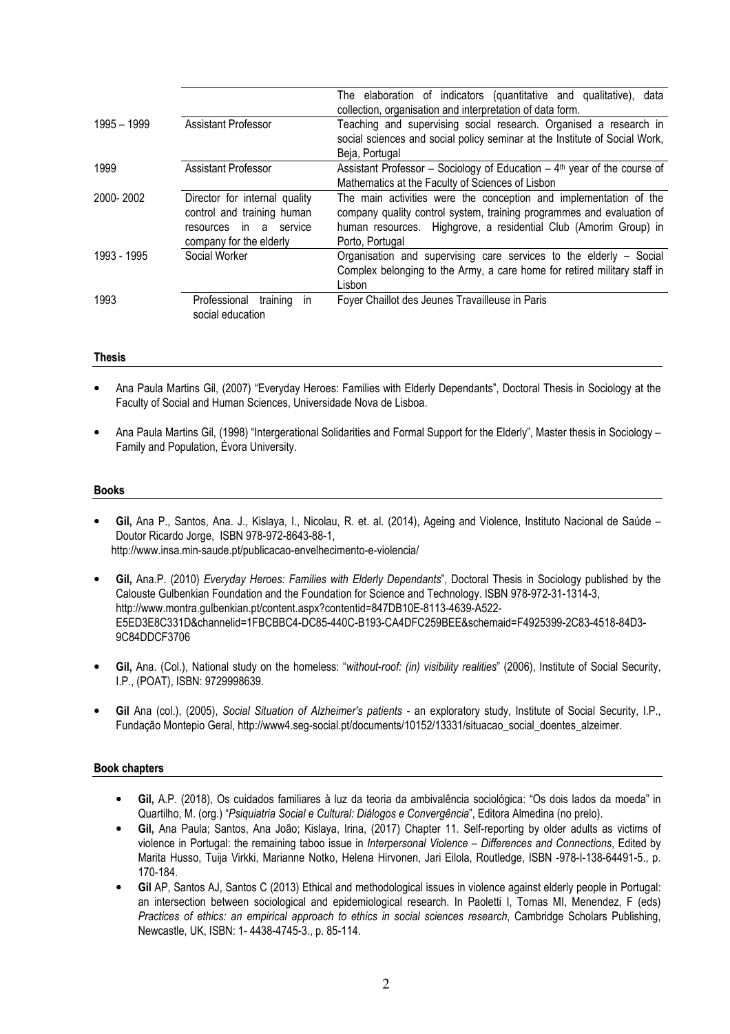| | | |
|---|---|---|
| | | The elaboration of indicators (quantitative and qualitative), data collection, organisation and interpretation of data form. |
| 1995 – 1999 | Assistant Professor | Teaching and supervising social research. Organised a research in social sciences and social policy seminar at the Institute of Social Work, Beja, Portugal |
| 1999 | Assistant Professor | Assistant Professor – Sociology of Education – 4th year of the course of Mathematics at the Faculty of Sciences of Lisbon |
| 2000- 2002 | Director for internal quality control and training human resources in a service company for the elderly | The main activities were the conception and implementation of the company quality control system, training programmes and evaluation of human resources. Highgrove, a residential Club (Amorim Group) in Porto, Portugal |
| 1993 - 1995 | Social Worker | Organisation and supervising care services to the elderly – Social Complex belonging to the Army, a care home for retired military staff in Lisbon |
| 1993 | Professional training in social education | Foyer Chaillot des Jeunes Travailleuse in Paris |

## Thesis

- Ana Paula Martins Gil, (2007) "Everyday Heroes: Families with Elderly Dependants", Doctoral Thesis in Sociology at the Faculty of Social and Human Sciences, Universidade Nova de Lisboa.
- Ana Paula Martins Gil, (1998) "Intergerational Solidarities and Formal Support for the Elderly", Master thesis in Sociology – Family and Population, Évora University.

## Books

- **Gil,** Ana P., Santos, Ana. J., Kislaya, I., Nicolau, R. et. al. (2014), Ageing and Violence, Instituto Nacional de Saúde – Doutor Ricardo Jorge, ISBN 978-972-8643-88-1, http://www.insa.min-saude.pt/publicacao-envelhecimento-e-violencia/
- **Gil,** Ana.P. (2010) *Everyday Heroes: Families with Elderly Dependants*", Doctoral Thesis in Sociology published by the Calouste Gulbenkian Foundation and the Foundation for Science and Technology. ISBN 978-972-31-1314-3, http://www.montra.gulbenkian.pt/content.aspx?contentid=847DB10E-8113-4639-A522-E5ED3E8C331D&channelid=1FBCBBC4-DC85-440C-B193-CA4DFC259BEE&schemaid=F4925399-2C83-4518-84D3-9C84DDCF3706
- **Gil,** Ana. (Col.), National study on the homeless: "*without-roof: (in) visibility realities*" (2006), Institute of Social Security, I.P., (POAT), ISBN: 9729998639.
- **Gil** Ana (col.), (2005), *Social Situation of Alzheimer's patients* - an exploratory study, Institute of Social Security, I.P., Fundação Montepio Geral, http://www4.seg-social.pt/documents/10152/13331/situacao_social_doentes_alzeimer.

## Book chapters

- **Gil,** A.P. (2018), Os cuidados familiares à luz da teoria da ambivalência sociológica: "Os dois lados da moeda" in Quartilho, M. (org.) "*Psiquiatria Social e Cultural: Diálogos e Convergência*", Editora Almedina (no prelo).
- **Gil,** Ana Paula; Santos, Ana João; Kislaya, Irina, (2017) Chapter 11. Self-reporting by older adults as victims of violence in Portugal: the remaining taboo issue in *Interpersonal Violence – Differences and Connections*, Edited by Marita Husso, Tuija Virkki, Marianne Notko, Helena Hirvonen, Jari Eilola, Routledge, ISBN -978-I-138-64491-5., p. 170-184.
- **Gil** AP, Santos AJ, Santos C (2013) Ethical and methodological issues in violence against elderly people in Portugal: an intersection between sociological and epidemiological research. In Paoletti I, Tomas MI, Menendez, F (eds) *Practices of ethics: an empirical approach to ethics in social sciences research*, Cambridge Scholars Publishing, Newcastle, UK, ISBN: 1- 4438-4745-3., p. 85-114.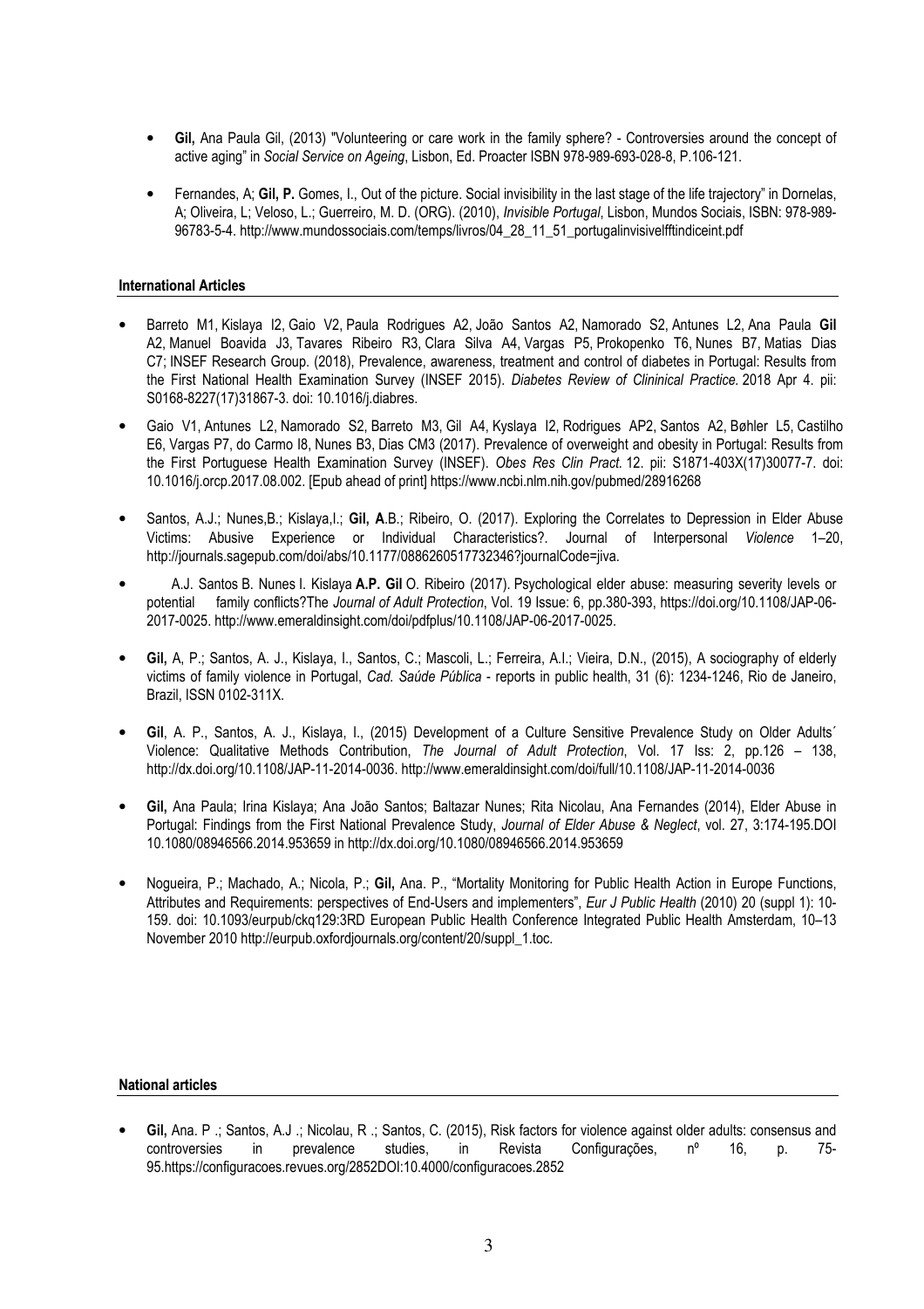- **Gil,** Ana Paula Gil, (2013) "Volunteering or care work in the family sphere? - Controversies around the concept of active aging" in *Social Service on Ageing*, Lisbon, Ed. Proacter ISBN 978-989-693-028-8, P.106-121.

- Fernandes, A; **Gil, P.** Gomes, I., Out of the picture. Social invisibility in the last stage of the life trajectory" in Dornelas, A; Oliveira, L; Veloso, L.; Guerreiro, M. D. (ORG). (2010), *Invisible Portugal*, Lisbon, Mundos Sociais, ISBN: 978-989-96783-5-4. http://www.mundossociais.com/temps/livros/04_28_11_51_portugalinvisivelfftindiceint.pdf

#### International Articles

- Barreto M1, Kislaya I2, Gaio V2, Paula Rodrigues A2, João Santos A2, Namorado S2, Antunes L2, Ana Paula **Gil** A2, Manuel Boavida J3, Tavares Ribeiro R3, Clara Silva A4, Vargas P5, Prokopenko T6, Nunes B7, Matias Dias C7; INSEF Research Group. (2018), Prevalence, awareness, treatment and control of diabetes in Portugal: Results from the First National Health Examination Survey (INSEF 2015). *Diabetes Review of Clininical Practice.* 2018 Apr 4. pii: S0168-8227(17)31867-3. doi: 10.1016/j.diabres.

- Gaio V1, Antunes L2, Namorado S2, Barreto M3, Gil A4, Kyslaya I2, Rodrigues AP2, Santos A2, Bøhler L5, Castilho E6, Vargas P7, do Carmo I8, Nunes B3, Dias CM3 (2017). Prevalence of overweight and obesity in Portugal: Results from the First Portuguese Health Examination Survey (INSEF). *Obes Res Clin Pract.* 12. pii: S1871-403X(17)30077-7. doi: 10.1016/j.orcp.2017.08.002. [Epub ahead of print] https://www.ncbi.nlm.nih.gov/pubmed/28916268

- Santos, A.J.; Nunes,B.; Kislaya,I.; **Gil, A**.B.; Ribeiro, O. (2017). Exploring the Correlates to Depression in Elder Abuse Victims: Abusive Experience or Individual Characteristics?. Journal of Interpersonal *Violence* 1–20, http://journals.sagepub.com/doi/abs/10.1177/0886260517732346?journalCode=jiva.

- A.J. Santos B. Nunes I. Kislaya **A.P. Gil** O. Ribeiro (2017). Psychological elder abuse: measuring severity levels or potential family conflicts?The *Journal of Adult Protection*, Vol. 19 Issue: 6, pp.380-393, https://doi.org/10.1108/JAP-06-2017-0025. http://www.emeraldinsight.com/doi/pdfplus/10.1108/JAP-06-2017-0025.

- **Gil,** A, P.; Santos, A. J., Kislaya, I., Santos, C.; Mascoli, L.; Ferreira, A.I.; Vieira, D.N., (2015), A sociography of elderly victims of family violence in Portugal, *Cad. Saúde Pública* - reports in public health, 31 (6): 1234-1246, Rio de Janeiro, Brazil, ISSN 0102-311X.

- **Gil**, A. P., Santos, A. J., Kislaya, I., (2015) Development of a Culture Sensitive Prevalence Study on Older Adults´ Violence: Qualitative Methods Contribution, *The Journal of Adult Protection*, Vol. 17 Iss: 2, pp.126 – 138, http://dx.doi.org/10.1108/JAP-11-2014-0036. http://www.emeraldinsight.com/doi/full/10.1108/JAP-11-2014-0036

- **Gil,** Ana Paula; Irina Kislaya; Ana João Santos; Baltazar Nunes; Rita Nicolau, Ana Fernandes (2014), Elder Abuse in Portugal: Findings from the First National Prevalence Study, *Journal of Elder Abuse & Neglect*, vol. 27, 3:174-195.DOI 10.1080/08946566.2014.953659 in http://dx.doi.org/10.1080/08946566.2014.953659

- Nogueira, P.; Machado, A.; Nicola, P.; **Gil,** Ana. P., "Mortality Monitoring for Public Health Action in Europe Functions, Attributes and Requirements: perspectives of End-Users and implementers", *Eur J Public Health* (2010) 20 (suppl 1): 10-159. doi: 10.1093/eurpub/ckq129:3RD European Public Health Conference Integrated Public Health Amsterdam, 10–13 November 2010 http://eurpub.oxfordjournals.org/content/20/suppl_1.toc.

#### National articles

- **Gil,** Ana. P .; Santos, A.J .; Nicolau, R .; Santos, C. (2015), Risk factors for violence against older adults: consensus and controversies in prevalence studies, in Revista Configurações, nº 16, p. 75-95.https://configuracoes.revues.org/2852DOI:10.4000/configuracoes.2852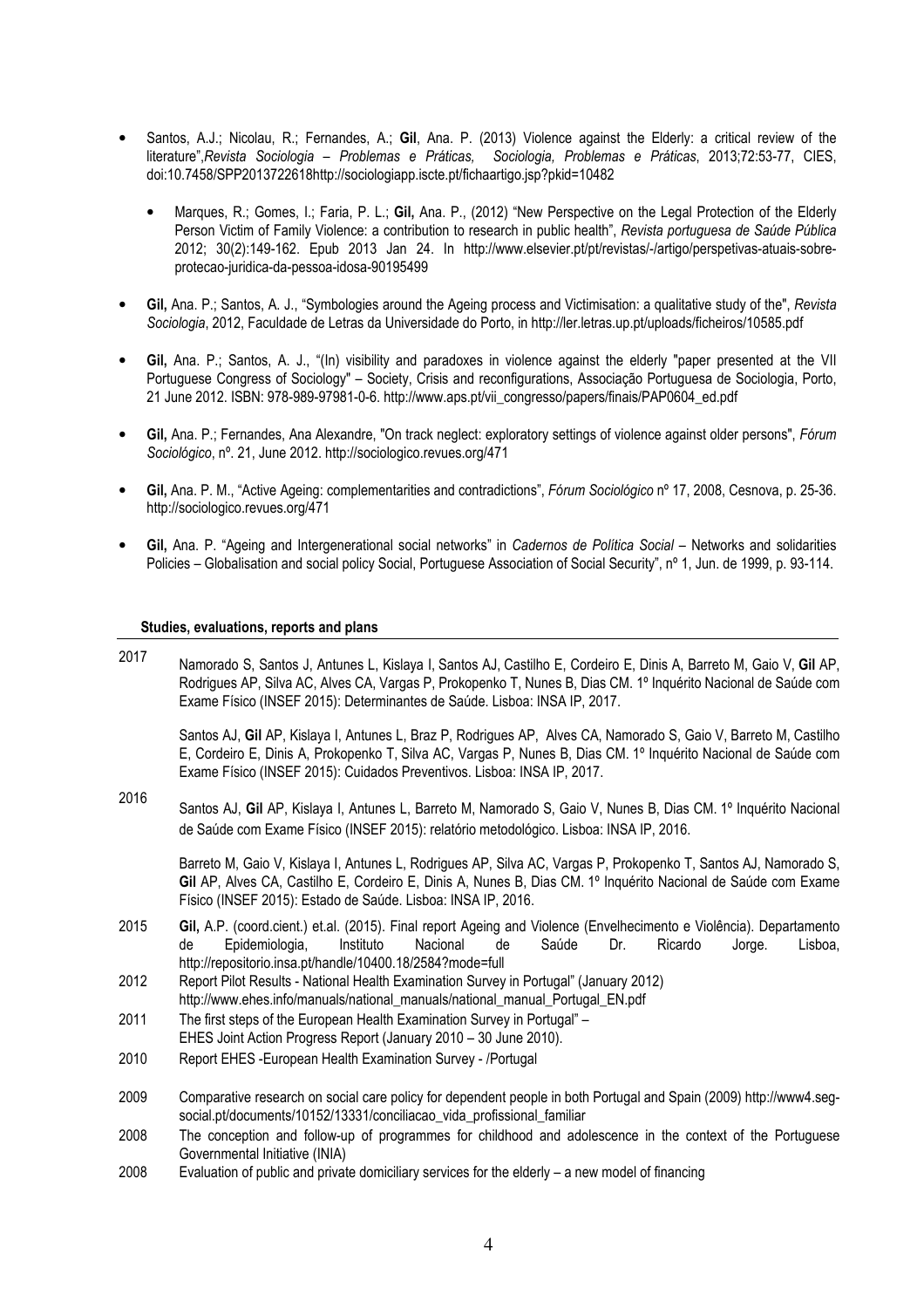- Santos, A.J.; Nicolau, R.; Fernandes, A.; **Gil**, Ana. P. (2013) Violence against the Elderly: a critical review of the literature",*Revista Sociologia – Problemas e Práticas, Sociologia, Problemas e Práticas*, 2013;72:53-77, CIES, doi:10.7458/SPP2013722618http://sociologiapp.iscte.pt/fichaartigo.jsp?pkid=10482

  - Marques, R.; Gomes, I.; Faria, P. L.; **Gil,** Ana. P., (2012) "New Perspective on the Legal Protection of the Elderly Person Victim of Family Violence: a contribution to research in public health", *Revista portuguesa de Saúde Pública* 2012; 30(2):149-162. Epub 2013 Jan 24. In http://www.elsevier.pt/pt/revistas/-/artigo/perspetivas-atuais-sobre-protecao-juridica-da-pessoa-idosa-90195499

- **Gil,** Ana. P.; Santos, A. J., "Symbologies around the Ageing process and Victimisation: a qualitative study of the", *Revista Sociologia*, 2012, Faculdade de Letras da Universidade do Porto, in http://ler.letras.up.pt/uploads/ficheiros/10585.pdf

- **Gil,** Ana. P.; Santos, A. J., "(In) visibility and paradoxes in violence against the elderly "paper presented at the VII Portuguese Congress of Sociology" – Society, Crisis and reconfigurations, Associação Portuguesa de Sociologia, Porto, 21 June 2012. ISBN: 978-989-97981-0-6. http://www.aps.pt/vii_congresso/papers/finais/PAP0604_ed.pdf

- **Gil,** Ana. P.; Fernandes, Ana Alexandre, "On track neglect: exploratory settings of violence against older persons", *Fórum Sociológico*, nº. 21, June 2012. http://sociologico.revues.org/471

- **Gil,** Ana. P. M., "Active Ageing: complementarities and contradictions", *Fórum Sociológico* nº 17, 2008, Cesnova, p. 25-36. http://sociologico.revues.org/471

- **Gil,** Ana. P. "Ageing and Intergenerational social networks" in *Cadernos de Política Social* – Networks and solidarities Policies – Globalisation and social policy Social, Portuguese Association of Social Security", nº 1, Jun. de 1999, p. 93-114.

#### Studies, evaluations, reports and plans

2017 Namorado S, Santos J, Antunes L, Kislaya I, Santos AJ, Castilho E, Cordeiro E, Dinis A, Barreto M, Gaio V, **Gil** AP, Rodrigues AP, Silva AC, Alves CA, Vargas P, Prokopenko T, Nunes B, Dias CM. 1º Inquérito Nacional de Saúde com Exame Físico (INSEF 2015): Determinantes de Saúde. Lisboa: INSA IP, 2017.

Santos AJ, **Gil** AP, Kislaya I, Antunes L, Braz P, Rodrigues AP, Alves CA, Namorado S, Gaio V, Barreto M, Castilho E, Cordeiro E, Dinis A, Prokopenko T, Silva AC, Vargas P, Nunes B, Dias CM. 1º Inquérito Nacional de Saúde com Exame Físico (INSEF 2015): Cuidados Preventivos. Lisboa: INSA IP, 2017.

2016 Santos AJ, **Gil** AP, Kislaya I, Antunes L, Barreto M, Namorado S, Gaio V, Nunes B, Dias CM. 1º Inquérito Nacional de Saúde com Exame Físico (INSEF 2015): relatório metodológico. Lisboa: INSA IP, 2016.

Barreto M, Gaio V, Kislaya I, Antunes L, Rodrigues AP, Silva AC, Vargas P, Prokopenko T, Santos AJ, Namorado S, **Gil** AP, Alves CA, Castilho E, Cordeiro E, Dinis A, Nunes B, Dias CM. 1º Inquérito Nacional de Saúde com Exame Físico (INSEF 2015): Estado de Saúde. Lisboa: INSA IP, 2016.

2015 **Gil,** A.P. (coord.cient.) et.al. (2015). Final report Ageing and Violence (Envelhecimento e Violência). Departamento de Epidemiologia, Instituto Nacional de Saúde Dr. Ricardo Jorge. Lisboa, http://repositorio.insa.pt/handle/10400.18/2584?mode=full

2012 Report Pilot Results - National Health Examination Survey in Portugal" (January 2012) http://www.ehes.info/manuals/national_manuals/national_manual_Portugal_EN.pdf

2011 The first steps of the European Health Examination Survey in Portugal" – EHES Joint Action Progress Report (January 2010 – 30 June 2010).

2010 Report EHES -European Health Examination Survey - /Portugal

2009 Comparative research on social care policy for dependent people in both Portugal and Spain (2009) http://www4.seg-social.pt/documents/10152/13331/conciliacao_vida_profissional_familiar

2008 The conception and follow-up of programmes for childhood and adolescence in the context of the Portuguese Governmental Initiative (INIA)

2008 Evaluation of public and private domiciliary services for the elderly – a new model of financing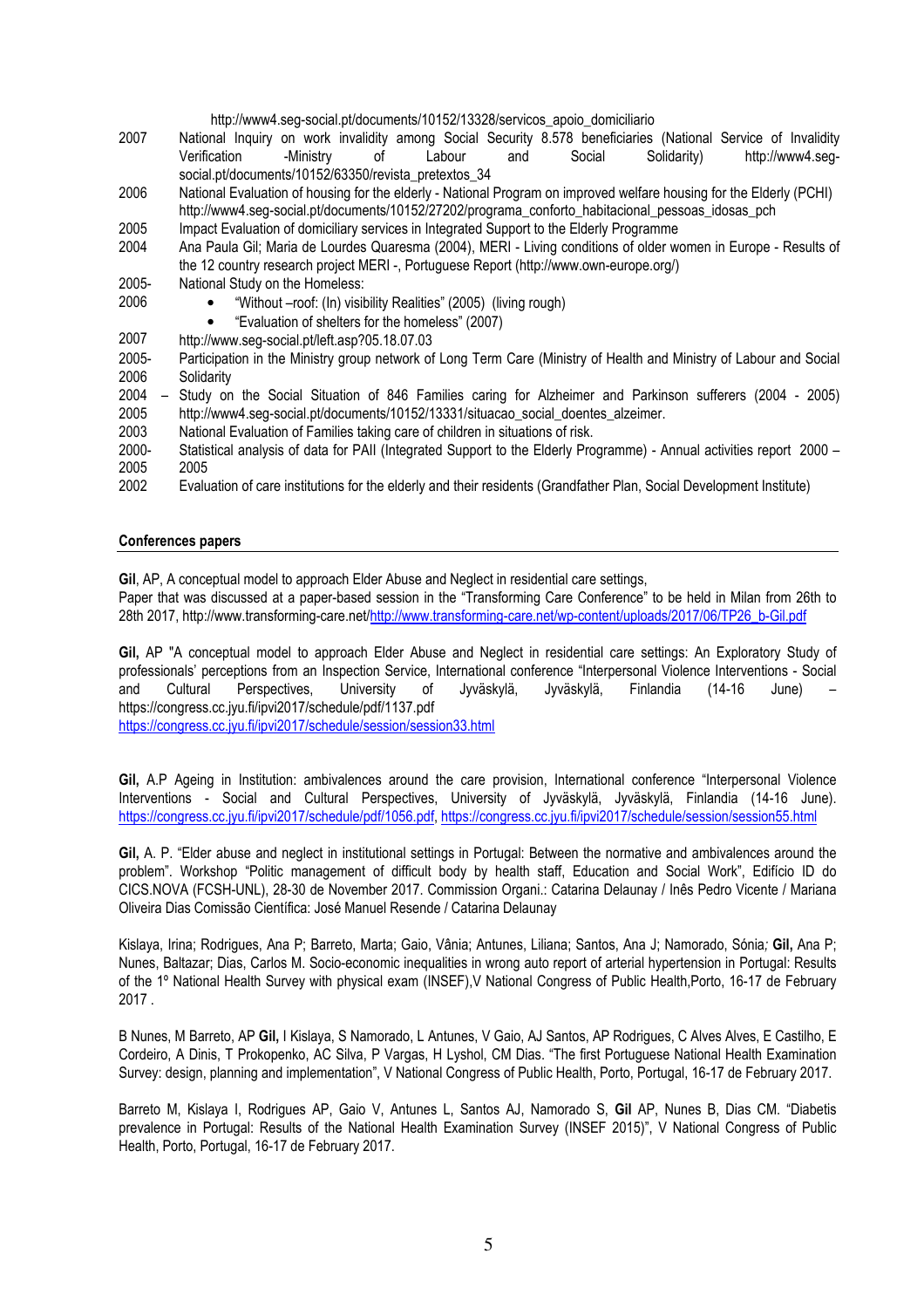http://www4.seg-social.pt/documents/10152/13328/servicos_apoio_domiciliario

| | |
|---|---|
| 2007 | National Inquiry on work invalidity among Social Security 8.578 beneficiaries (National Service of Invalidity Verification -Ministry of Labour and Social Solidarity) http://www4.seg-social.pt/documents/10152/63350/revista_pretextos_34 |
| 2006 | National Evaluation of housing for the elderly - National Program on improved welfare housing for the Elderly (PCHI) http://www4.seg-social.pt/documents/10152/27202/programa_conforto_habitacional_pessoas_idosas_pch |
| 2005 | Impact Evaluation of domiciliary services in Integrated Support to the Elderly Programme |
| 2004 | Ana Paula Gil; Maria de Lourdes Quaresma (2004), MERI - Living conditions of older women in Europe - Results of the 12 country research project MERI -, Portuguese Report (http://www.own-europe.org/) |
| 2005-2006 | National Study on the Homeless:<br>• "Without –roof: (In) visibility Realities" (2005) (living rough)<br>• "Evaluation of shelters for the homeless" (2007) |
| 2007 | http://www.seg-social.pt/left.asp?05.18.07.03 |
| 2005-2006 | Participation in the Ministry group network of Long Term Care (Ministry of Health and Ministry of Labour and Social Solidarity |
| 2004 – 2005 | Study on the Social Situation of 846 Families caring for Alzheimer and Parkinson sufferers (2004 - 2005) http://www4.seg-social.pt/documents/10152/13331/situacao_social_doentes_alzeimer. |
| 2003 | National Evaluation of Families taking care of children in situations of risk. |
| 2000-2005 | Statistical analysis of data for PAII (Integrated Support to the Elderly Programme) - Annual activities report 2000 – 2005 |
| 2002 | Evaluation of care institutions for the elderly and their residents (Grandfather Plan, Social Development Institute) |

## Conferences papers

**Gil**, AP, A conceptual model to approach Elder Abuse and Neglect in residential care settings,
Paper that was discussed at a paper-based session in the "Transforming Care Conference" to be held in Milan from 26th to 28th 2017, http://www.transforming-care.net/http://www.transforming-care.net/wp-content/uploads/2017/06/TP26_b-Gil.pdf

**Gil,** AP "A conceptual model to approach Elder Abuse and Neglect in residential care settings: An Exploratory Study of professionals' perceptions from an Inspection Service, International conference "Interpersonal Violence Interventions - Social and Cultural Perspectives, University of Jyväskylä, Jyväskylä, Finlandia (14-16 June) – https://congress.cc.jyu.fi/ipvi2017/schedule/pdf/1137.pdf
https://congress.cc.jyu.fi/ipvi2017/schedule/session/session33.html

**Gil,** A.P Ageing in Institution: ambivalences around the care provision, International conference "Interpersonal Violence Interventions - Social and Cultural Perspectives, University of Jyväskylä, Jyväskylä, Finlandia (14-16 June). https://congress.cc.jyu.fi/ipvi2017/schedule/pdf/1056.pdf, https://congress.cc.jyu.fi/ipvi2017/schedule/session/session55.html

**Gil,** A. P. "Elder abuse and neglect in institutional settings in Portugal: Between the normative and ambivalences around the problem". Workshop "Politic management of difficult body by health staff, Education and Social Work", Edifício ID do CICS.NOVA (FCSH-UNL), 28-30 de November 2017. Commission Organi.: Catarina Delaunay / Inês Pedro Vicente / Mariana Oliveira Dias Comissão Científica: José Manuel Resende / Catarina Delaunay

Kislaya, Irina; Rodrigues, Ana P; Barreto, Marta; Gaio, Vânia; Antunes, Liliana; Santos, Ana J; Namorado, Sónia*;* **Gil,** Ana P; Nunes, Baltazar; Dias, Carlos M. Socio-economic inequalities in wrong auto report of arterial hypertension in Portugal: Results of the 1º National Health Survey with physical exam (INSEF),V National Congress of Public Health,Porto, 16-17 of February 2017 .

B Nunes, M Barreto, AP **Gil,** I Kislaya, S Namorado, L Antunes, V Gaio, AJ Santos, AP Rodrigues, C Alves Alves, E Castilho, E Cordeiro, A Dinis, T Prokopenko, AC Silva, P Vargas, H Lyshol, CM Dias. "The first Portuguese National Health Examination Survey: design, planning and implementation", V National Congress of Public Health, Porto, Portugal, 16-17 de February 2017.

Barreto M, Kislaya I, Rodrigues AP, Gaio V, Antunes L, Santos AJ, Namorado S, **Gil** AP, Nunes B, Dias CM. "Diabetis prevalence in Portugal: Results of the National Health Examination Survey (INSEF 2015)", V National Congress of Public Health, Porto, Portugal, 16-17 de February 2017.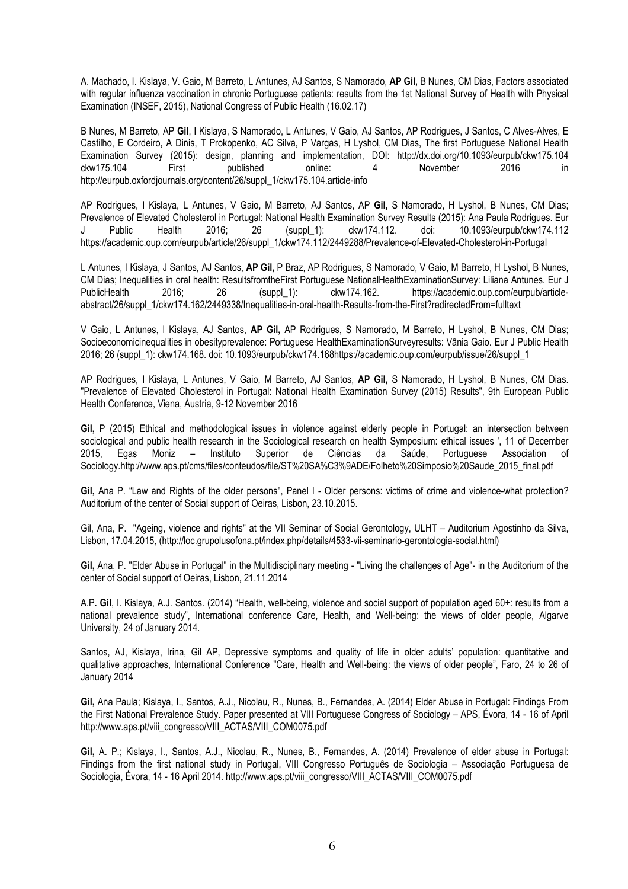A. Machado, I. Kislaya, V. Gaio, M Barreto, L Antunes, AJ Santos, S Namorado, **AP Gil,** B Nunes, CM Dias, Factors associated with regular influenza vaccination in chronic Portuguese patients: results from the 1st National Survey of Health with Physical Examination (INSEF, 2015), National Congress of Public Health (16.02.17)

B Nunes, M Barreto, AP **Gil**, I Kislaya, S Namorado, L Antunes, V Gaio, AJ Santos, AP Rodrigues, J Santos, C Alves-Alves, E Castilho, E Cordeiro, A Dinis, T Prokopenko, AC Silva, P Vargas, H Lyshol, CM Dias, The first Portuguese National Health Examination Survey (2015): design, planning and implementation, DOI: http://dx.doi.org/10.1093/eurpub/ckw175.104 ckw175.104 First published online: 4 November 2016 in http://eurpub.oxfordjournals.org/content/26/suppl_1/ckw175.104.article-info

AP Rodrigues, I Kislaya, L Antunes, V Gaio, M Barreto, AJ Santos, AP **Gil,** S Namorado, H Lyshol, B Nunes, CM Dias; Prevalence of Elevated Cholesterol in Portugal: National Health Examination Survey Results (2015): Ana Paula Rodrigues. Eur J Public Health 2016; 26 (suppl_1): ckw174.112. doi: 10.1093/eurpub/ckw174.112 https://academic.oup.com/eurpub/article/26/suppl_1/ckw174.112/2449288/Prevalence-of-Elevated-Cholesterol-in-Portugal

L Antunes, I Kislaya, J Santos, AJ Santos, **AP Gil,** P Braz, AP Rodrigues, S Namorado, V Gaio, M Barreto, H Lyshol, B Nunes, CM Dias; Inequalities in oral health: ResultsfromtheFirst Portuguese NationalHealthExaminationSurvey: Liliana Antunes. Eur J PublicHealth 2016; 26 (suppl_1): ckw174.162. https://academic.oup.com/eurpub/article-abstract/26/suppl_1/ckw174.162/2449338/Inequalities-in-oral-health-Results-from-the-First?redirectedFrom=fulltext

V Gaio, L Antunes, I Kislaya, AJ Santos, **AP Gil,** AP Rodrigues, S Namorado, M Barreto, H Lyshol, B Nunes, CM Dias; Socioeconomicinequalities in obesityprevalence: Portuguese HealthExaminationSurveyresults: Vânia Gaio. Eur J Public Health 2016; 26 (suppl_1): ckw174.168. doi: 10.1093/eurpub/ckw174.168https://academic.oup.com/eurpub/issue/26/suppl_1

AP Rodrigues, I Kislaya, L Antunes, V Gaio, M Barreto, AJ Santos, **AP Gil,** S Namorado, H Lyshol, B Nunes, CM Dias. "Prevalence of Elevated Cholesterol in Portugal: National Health Examination Survey (2015) Results", 9th European Public Health Conference, Viena, Áustria, 9-12 November 2016

**Gil,** P (2015) Ethical and methodological issues in violence against elderly people in Portugal: an intersection between sociological and public health research in the Sociological research on health Symposium: ethical issues ', 11 of December 2015, Egas Moniz – Instituto Superior de Ciências da Saúde, Portuguese Association of Sociology.http://www.aps.pt/cms/files/conteudos/file/ST%20SA%C3%9ADE/Folheto%20Simposio%20Saude_2015_final.pdf

**Gil,** Ana P. "Law and Rights of the older persons", Panel I - Older persons: victims of crime and violence-what protection? Auditorium of the center of Social support of Oeiras, Lisbon, 23.10.2015.

Gil, Ana, P. "Ageing, violence and rights" at the VII Seminar of Social Gerontology, ULHT – Auditorium Agostinho da Silva, Lisbon, 17.04.2015, (http://loc.grupolusofona.pt/index.php/details/4533-vii-seminario-gerontologia-social.html)

**Gil,** Ana, P. "Elder Abuse in Portugal" in the Multidisciplinary meeting - "Living the challenges of Age"- in the Auditorium of the center of Social support of Oeiras, Lisbon, 21.11.2014

A.P**. Gil**, I. Kislaya, A.J. Santos. (2014) "Health, well-being, violence and social support of population aged 60+: results from a national prevalence study", International conference Care, Health, and Well-being: the views of older people, Algarve University, 24 of January 2014.

Santos, AJ, Kislaya, Irina, Gil AP, Depressive symptoms and quality of life in older adults' population: quantitative and qualitative approaches, International Conference "Care, Health and Well-being: the views of older people", Faro, 24 to 26 of January 2014

**Gil,** Ana Paula; Kislaya, I., Santos, A.J., Nicolau, R., Nunes, B., Fernandes, A. (2014) Elder Abuse in Portugal: Findings From the First National Prevalence Study. Paper presented at VIII Portuguese Congress of Sociology – APS, Évora, 14 - 16 of April http://www.aps.pt/viii_congresso/VIII_ACTAS/VIII_COM0075.pdf

**Gil,** A. P.; Kislaya, I., Santos, A.J., Nicolau, R., Nunes, B., Fernandes, A. (2014) Prevalence of elder abuse in Portugal: Findings from the first national study in Portugal, VIII Congresso Português de Sociologia – Associação Portuguesa de Sociologia, Évora, 14 - 16 April 2014. http://www.aps.pt/viii_congresso/VIII_ACTAS/VIII_COM0075.pdf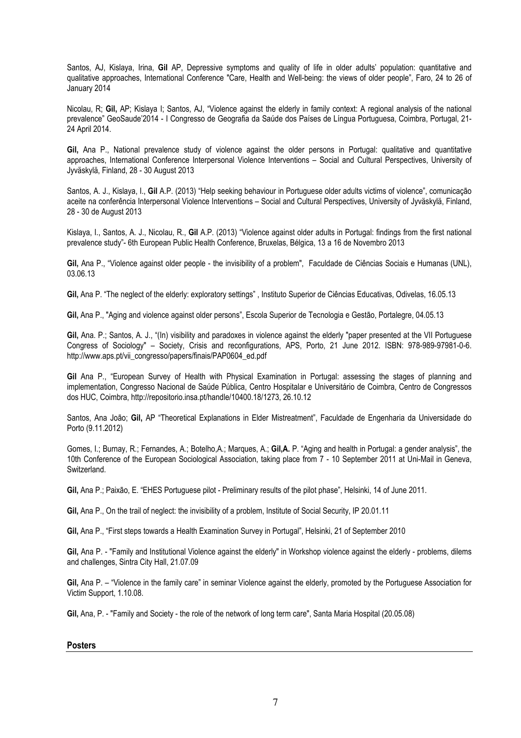Santos, AJ, Kislaya, Irina, **Gil** AP, Depressive symptoms and quality of life in older adults' population: quantitative and qualitative approaches, International Conference "Care, Health and Well-being: the views of older people", Faro, 24 to 26 of January 2014

Nicolau, R; **Gil,** AP; Kislaya I; Santos, AJ, "Violence against the elderly in family context: A regional analysis of the national prevalence" GeoSaude'2014 - I Congresso de Geografia da Saúde dos Países de Língua Portuguesa, Coimbra, Portugal, 21-24 April 2014.

**Gil,** Ana P., National prevalence study of violence against the older persons in Portugal: qualitative and quantitative approaches, International Conference Interpersonal Violence Interventions – Social and Cultural Perspectives, University of Jyväskylä, Finland, 28 - 30 August 2013

Santos, A. J., Kislaya, I., **Gil** A.P. (2013) "Help seeking behaviour in Portuguese older adults victims of violence", comunicação aceite na conferência Interpersonal Violence Interventions – Social and Cultural Perspectives, University of Jyväskylä, Finland, 28 - 30 de August 2013

Kislaya, I., Santos, A. J., Nicolau, R., **Gil** A.P. (2013) "Violence against older adults in Portugal: findings from the first national prevalence study"- 6th European Public Health Conference, Bruxelas, Bélgica, 13 a 16 de Novembro 2013

**Gil,** Ana P., "Violence against older people - the invisibility of a problem", Faculdade de Ciências Sociais e Humanas (UNL), 03.06.13

**Gil,** Ana P. "The neglect of the elderly: exploratory settings" , Instituto Superior de Ciências Educativas, Odivelas, 16.05.13

**Gil,** Ana P., "Aging and violence against older persons", Escola Superior de Tecnologia e Gestão, Portalegre, 04.05.13

**Gil,** Ana. P.; Santos, A. J., "(In) visibility and paradoxes in violence against the elderly "paper presented at the VII Portuguese Congress of Sociology" – Society, Crisis and reconfigurations, APS, Porto, 21 June 2012. ISBN: 978-989-97981-0-6. http://www.aps.pt/vii_congresso/papers/finais/PAP0604_ed.pdf

**Gil** Ana P., "European Survey of Health with Physical Examination in Portugal: assessing the stages of planning and implementation, Congresso Nacional de Saúde Pública, Centro Hospitalar e Universitário de Coimbra, Centro de Congressos dos HUC, Coimbra, http://repositorio.insa.pt/handle/10400.18/1273, 26.10.12

Santos, Ana João; **Gil,** AP "Theoretical Explanations in Elder Mistreatment", Faculdade de Engenharia da Universidade do Porto (9.11.2012)

Gomes, I.; Burnay, R.; Fernandes, A.; Botelho,A.; Marques, A.; **Gil,A.** P. "Aging and health in Portugal: a gender analysis", the 10th Conference of the European Sociological Association, taking place from 7 - 10 September 2011 at Uni-Mail in Geneva, Switzerland.

**Gil,** Ana P.; Paixão, E. "EHES Portuguese pilot - Preliminary results of the pilot phase", Helsinki, 14 of June 2011.

**Gil,** Ana P., On the trail of neglect: the invisibility of a problem, Institute of Social Security, IP 20.01.11

**Gil,** Ana P., "First steps towards a Health Examination Survey in Portugal", Helsinki, 21 of September 2010

**Gil,** Ana P. - "Family and Institutional Violence against the elderly" in Workshop violence against the elderly - problems, dilems and challenges, Sintra City Hall, 21.07.09

**Gil,** Ana P. – "Violence in the family care" in seminar Violence against the elderly, promoted by the Portuguese Association for Victim Support, 1.10.08.

**Gil,** Ana, P. - "Family and Society - the role of the network of long term care", Santa Maria Hospital (20.05.08)

## Posters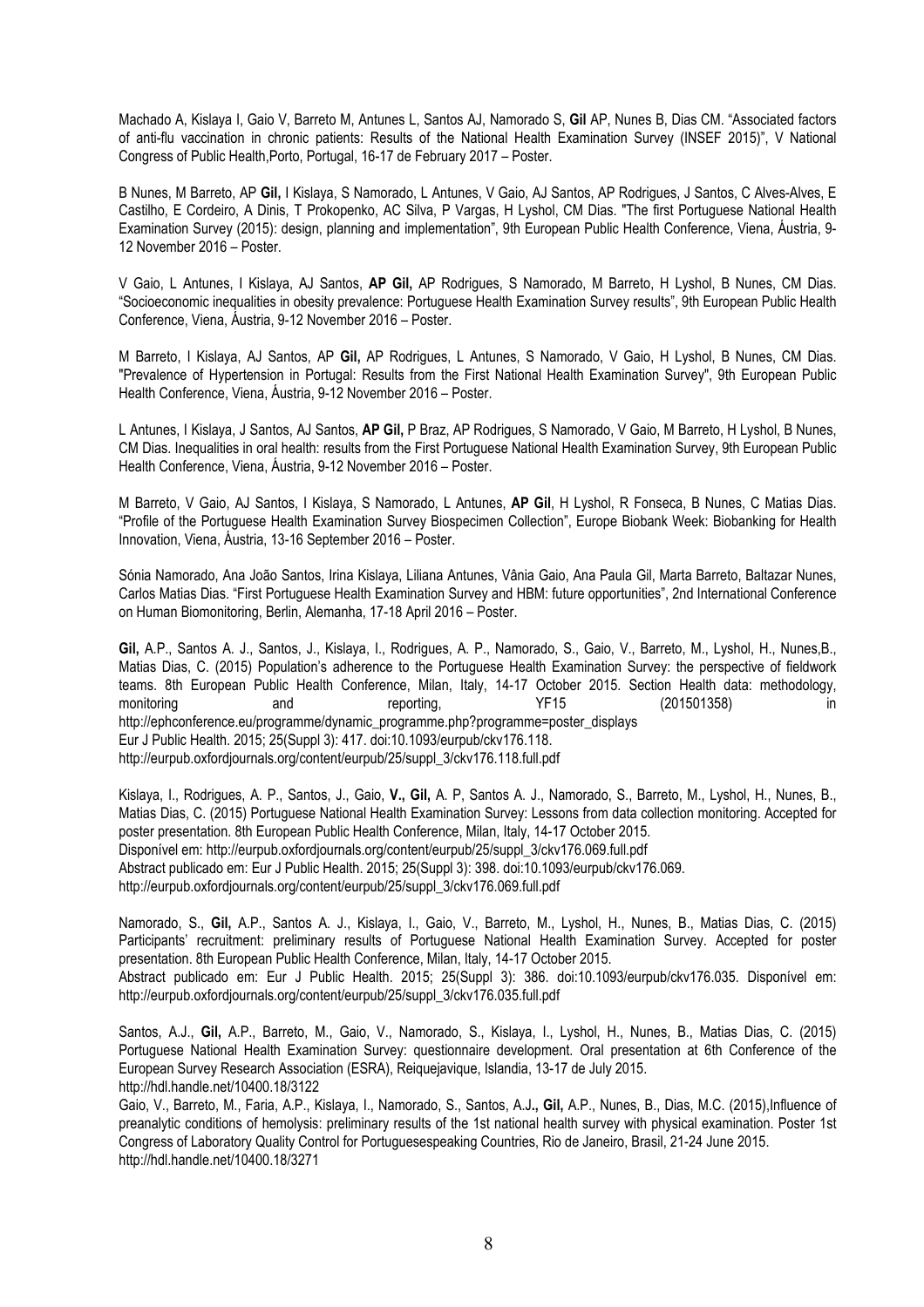Machado A, Kislaya I, Gaio V, Barreto M, Antunes L, Santos AJ, Namorado S, **Gil** AP, Nunes B, Dias CM. "Associated factors of anti-flu vaccination in chronic patients: Results of the National Health Examination Survey (INSEF 2015)", V National Congress of Public Health,Porto, Portugal, 16-17 de February 2017 – Poster.

B Nunes, M Barreto, AP **Gil,** I Kislaya, S Namorado, L Antunes, V Gaio, AJ Santos, AP Rodrigues, J Santos, C Alves-Alves, E Castilho, E Cordeiro, A Dinis, T Prokopenko, AC Silva, P Vargas, H Lyshol, CM Dias. "The first Portuguese National Health Examination Survey (2015): design, planning and implementation", 9th European Public Health Conference, Viena, Áustria, 9-12 November 2016 – Poster.

V Gaio, L Antunes, I Kislaya, AJ Santos, **AP Gil,** AP Rodrigues, S Namorado, M Barreto, H Lyshol, B Nunes, CM Dias. "Socioeconomic inequalities in obesity prevalence: Portuguese Health Examination Survey results", 9th European Public Health Conference, Viena, Áustria, 9-12 November 2016 – Poster.

M Barreto, I Kislaya, AJ Santos, AP **Gil,** AP Rodrigues, L Antunes, S Namorado, V Gaio, H Lyshol, B Nunes, CM Dias. "Prevalence of Hypertension in Portugal: Results from the First National Health Examination Survey", 9th European Public Health Conference, Viena, Áustria, 9-12 November 2016 – Poster.

L Antunes, I Kislaya, J Santos, AJ Santos, **AP Gil,** P Braz, AP Rodrigues, S Namorado, V Gaio, M Barreto, H Lyshol, B Nunes, CM Dias. Inequalities in oral health: results from the First Portuguese National Health Examination Survey, 9th European Public Health Conference, Viena, Áustria, 9-12 November 2016 – Poster.

M Barreto, V Gaio, AJ Santos, I Kislaya, S Namorado, L Antunes, **AP Gil**, H Lyshol, R Fonseca, B Nunes, C Matias Dias. "Profile of the Portuguese Health Examination Survey Biospecimen Collection", Europe Biobank Week: Biobanking for Health Innovation, Viena, Áustria, 13-16 September 2016 – Poster.

Sónia Namorado, Ana João Santos, Irina Kislaya, Liliana Antunes, Vânia Gaio, Ana Paula Gil, Marta Barreto, Baltazar Nunes, Carlos Matias Dias. "First Portuguese Health Examination Survey and HBM: future opportunities", 2nd International Conference on Human Biomonitoring, Berlin, Alemanha, 17-18 April 2016 – Poster.

**Gil,** A.P., Santos A. J., Santos, J., Kislaya, I., Rodrigues, A. P., Namorado, S., Gaio, V., Barreto, M., Lyshol, H., Nunes,B., Matias Dias, C. (2015) Population's adherence to the Portuguese Health Examination Survey: the perspective of fieldwork teams. 8th European Public Health Conference, Milan, Italy, 14-17 October 2015. Section Health data: methodology, monitoring and reporting, YF15 (201501358) in http://ephconference.eu/programme/dynamic_programme.php?programme=poster_displays
Eur J Public Health. 2015; 25(Suppl 3): 417. doi:10.1093/eurpub/ckv176.118.
http://eurpub.oxfordjournals.org/content/eurpub/25/suppl_3/ckv176.118.full.pdf

Kislaya, I., Rodrigues, A. P., Santos, J., Gaio, **V., Gil,** A. P, Santos A. J., Namorado, S., Barreto, M., Lyshol, H., Nunes, B., Matias Dias, C. (2015) Portuguese National Health Examination Survey: Lessons from data collection monitoring. Accepted for poster presentation. 8th European Public Health Conference, Milan, Italy, 14-17 October 2015.
Disponível em: http://eurpub.oxfordjournals.org/content/eurpub/25/suppl_3/ckv176.069.full.pdf
Abstract publicado em: Eur J Public Health. 2015; 25(Suppl 3): 398. doi:10.1093/eurpub/ckv176.069.
http://eurpub.oxfordjournals.org/content/eurpub/25/suppl_3/ckv176.069.full.pdf

Namorado, S., **Gil,** A.P., Santos A. J., Kislaya, I., Gaio, V., Barreto, M., Lyshol, H., Nunes, B., Matias Dias, C. (2015) Participants' recruitment: preliminary results of Portuguese National Health Examination Survey. Accepted for poster presentation. 8th European Public Health Conference, Milan, Italy, 14-17 October 2015.
Abstract publicado em: Eur J Public Health. 2015; 25(Suppl 3): 386. doi:10.1093/eurpub/ckv176.035. Disponível em: http://eurpub.oxfordjournals.org/content/eurpub/25/suppl_3/ckv176.035.full.pdf

Santos, A.J., **Gil,** A.P., Barreto, M., Gaio, V., Namorado, S., Kislaya, I., Lyshol, H., Nunes, B., Matias Dias, C. (2015) Portuguese National Health Examination Survey: questionnaire development. Oral presentation at 6th Conference of the European Survey Research Association (ESRA), Reiquejavique, Islandia, 13-17 de July 2015.
http://hdl.handle.net/10400.18/3122
Gaio, V., Barreto, M., Faria, A.P., Kislaya, I., Namorado, S., Santos, A.J**., Gil,** A.P., Nunes, B., Dias, M.C. (2015),Influence of preanalytic conditions of hemolysis: preliminary results of the 1st national health survey with physical examination. Poster 1st Congress of Laboratory Quality Control for Portuguesespeaking Countries, Rio de Janeiro, Brasil, 21-24 June 2015.
http://hdl.handle.net/10400.18/3271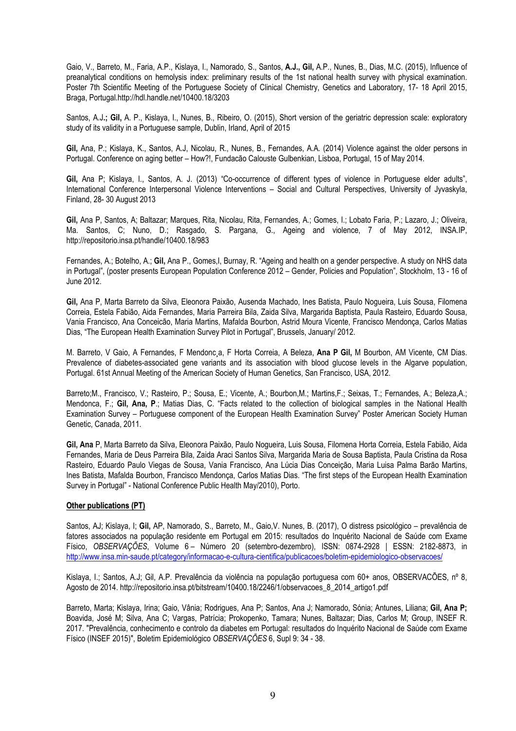Gaio, V., Barreto, M., Faria, A.P., Kislaya, I., Namorado, S., Santos, **A.J., Gil,** A.P., Nunes, B., Dias, M.C. (2015), Influence of preanalytical conditions on hemolysis index: preliminary results of the 1st national health survey with physical examination. Poster 7th Scientific Meeting of the Portuguese Society of Clinical Chemistry, Genetics and Laboratory, 17- 18 April 2015, Braga, Portugal.http://hdl.handle.net/10400.18/3203

Santos, A.J**.; Gil,** A. P., Kislaya, I., Nunes, B., Ribeiro, O. (2015), Short version of the geriatric depression scale: exploratory study of its validity in a Portuguese sample, Dublin, Irland, April of 2015

**Gil,** Ana, P.; Kislaya, K., Santos, A.J, Nicolau, R., Nunes, B., Fernandes, A.A. (2014) Violence against the older persons in Portugal. Conference on aging better – How?!, Fundacão Calouste Gulbenkian, Lisboa, Portugal, 15 of May 2014.

**Gil,** Ana P; Kislaya, I., Santos, A. J. (2013) "Co-occurrence of different types of violence in Portuguese elder adults", International Conference Interpersonal Violence Interventions – Social and Cultural Perspectives, University of Jyvaskyla, Finland, 28- 30 August 2013

**Gil,** Ana P, Santos, A; Baltazar; Marques, Rita, Nicolau, Rita, Fernandes, A.; Gomes, I.; Lobato Faria, P.; Lazaro, J.; Oliveira, Ma. Santos, C; Nuno, D.; Rasgado, S. Pargana, G., Ageing and violence, 7 of May 2012, INSA.IP, http://repositorio.insa.pt/handle/10400.18/983

Fernandes, A.; Botelho, A.; **Gil,** Ana P., Gomes,I, Burnay, R. "Ageing and health on a gender perspective. A study on NHS data in Portugal", (poster presents European Population Conference 2012 – Gender, Policies and Population", Stockholm, 13 - 16 of June 2012.

**Gil,** Ana P, Marta Barreto da Silva, Eleonora Paixão, Ausenda Machado, Ines Batista, Paulo Nogueira, Luis Sousa, Filomena Correia, Estela Fabião, Aida Fernandes, Maria Parreira Bila, Zaida Silva, Margarida Baptista, Paula Rasteiro, Eduardo Sousa, Vania Francisco, Ana Conceicão, Maria Martins, Mafalda Bourbon, Astrid Moura Vicente, Francisco Mendonça, Carlos Matias Dias, "The European Health Examination Survey Pilot in Portugal", Brussels, January/ 2012.

M. Barreto, V Gaio, A Fernandes, F Mendonc¸a, F Horta Correia, A Beleza, **Ana P Gil,** M Bourbon, AM Vicente, CM Dias. Prevalence of diabetes-associated gene variants and its association with blood glucose levels in the Algarve population, Portugal. 61st Annual Meeting of the American Society of Human Genetics, San Francisco, USA, 2012.

Barreto;M., Francisco, V.; Rasteiro, P.; Sousa, E.; Vicente, A.; Bourbon,M.; Martins,F.; Seixas, T.; Fernandes, A.; Beleza,A.; Mendonca, F.; **Gil, Ana, P**.; Matias Dias, C. "Facts related to the collection of biological samples in the National Health Examination Survey – Portuguese component of the European Health Examination Survey" Poster American Society Human Genetic, Canada, 2011.

**Gil, Ana** P, Marta Barreto da Silva, Eleonora Paixão, Paulo Nogueira, Luis Sousa, Filomena Horta Correia, Estela Fabião, Aida Fernandes, Maria de Deus Parreira Bila, Zaida Araci Santos Silva, Margarida Maria de Sousa Baptista, Paula Cristina da Rosa Rasteiro, Eduardo Paulo Viegas de Sousa, Vania Francisco, Ana Lúcia Dias Conceição, Maria Luisa Palma Barão Martins, Ines Batista, Mafalda Bourbon, Francisco Mendonça, Carlos Matias Dias. "The first steps of the European Health Examination Survey in Portugal" - National Conference Public Health May/2010), Porto.

**Other publications (PT)**

Santos, AJ; Kislaya, I; **Gil,** AP, Namorado, S., Barreto, M., Gaio,V. Nunes, B. (2017), O distress psicológico – prevalência de fatores associados na população residente em Portugal em 2015: resultados do Inquérito Nacional de Saúde com Exame Físico, *OBSERVAÇÕES*, Volume 6 – Número 20 (setembro-dezembro), ISSN: 0874-2928 | ESSN: 2182-8873, in http://www.insa.min-saude.pt/category/informacao-e-cultura-cientifica/publicacoes/boletim-epidemiologico-observacoes/

Kislaya, I.; Santos, A.J; Gil, A.P. Prevalência da violência na população portuguesa com 60+ anos, OBSERVACÕES, nº 8, Agosto de 2014. http://repositorio.insa.pt/bitstream/10400.18/2246/1/observacoes_8_2014_artigo1.pdf

Barreto, Marta; Kislaya, Irina; Gaio, Vânia; Rodrigues, Ana P; Santos, Ana J; Namorado, Sónia; Antunes, Liliana; **Gil, Ana P;** Boavida, José M; Silva, Ana C; Vargas, Patrícia; Prokopenko, Tamara; Nunes, Baltazar; Dias, Carlos M; Group, INSEF R. 2017. "Prevalência, conhecimento e controlo da diabetes em Portugal: resultados do Inquérito Nacional de Saúde com Exame Físico (INSEF 2015)", Boletim Epidemiológico *OBSERVAÇÕES* 6, Supl 9: 34 - 38.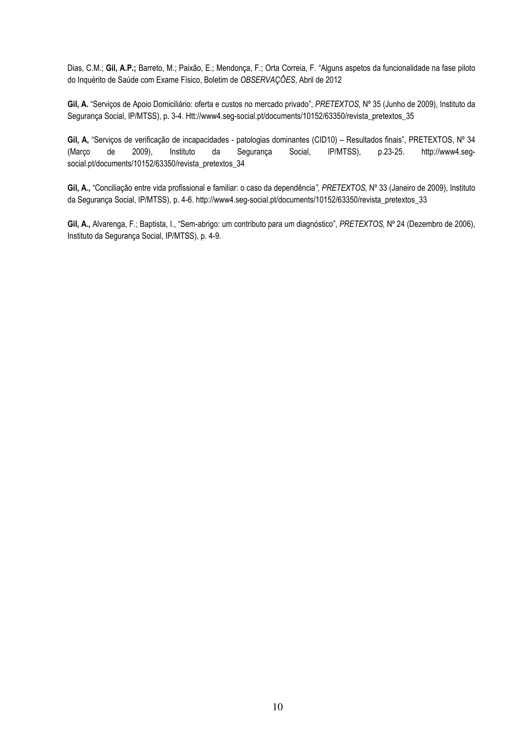Dias, C.M.; **Gil, A.P.;** Barreto, M.; Paixão, E.; Mendonça, F.; Orta Correia, F. "Alguns aspetos da funcionalidade na fase piloto do Inquérito de Saúde com Exame Físico, Boletim de *OBSERVAÇÕES*, Abril de 2012

**Gil, A.** "Serviços de Apoio Domiciliário: oferta e custos no mercado privado", *PRETEXTOS,* Nº 35 (Junho de 2009), Instituto da Segurança Social, IP/MTSS), p. 3-4. Htt://www4.seg-social.pt/documents/10152/63350/revista_pretextos_35

**Gil, A,** "Serviços de verificação de incapacidades - patologias dominantes (CID10) – Resultados finais", PRETEXTOS, Nº 34 (Março de 2009), Instituto da Segurança Social, IP/MTSS), p.23-25. http://www4.seg-social.pt/documents/10152/63350/revista_pretextos_34

**Gil, A.,** "Conciliação entre vida profissional e familiar: o caso da dependência*", PRETEXTOS,* Nº 33 (Janeiro de 2009), Instituto da Segurança Social, IP/MTSS), p. 4-6. http://www4.seg-social.pt/documents/10152/63350/revista_pretextos_33

**Gil, A.,** Alvarenga, F.; Baptista, I., "Sem-abrigo: um contributo para um diagnóstico", *PRETEXTOS,* Nº 24 (Dezembro de 2006), Instituto da Segurança Social, IP/MTSS), p. 4-9.